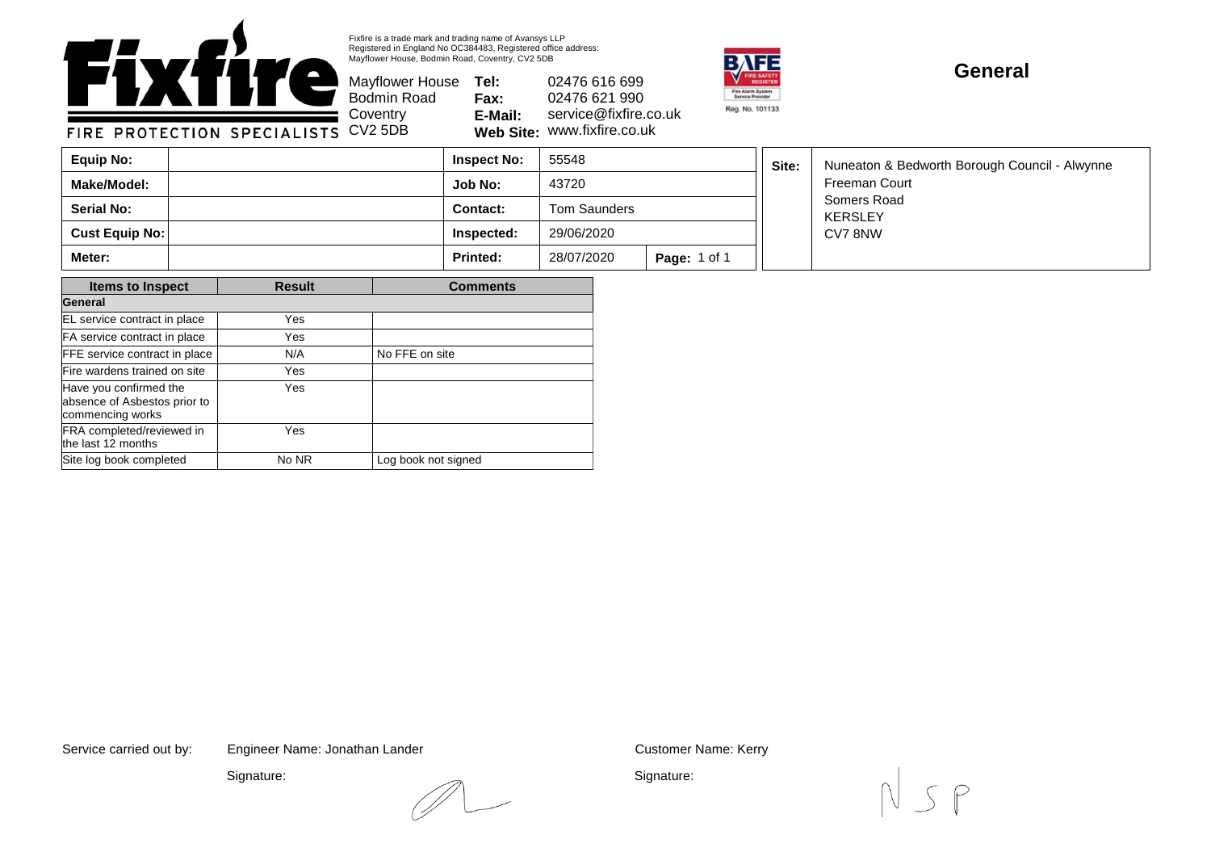Fixfire is a trade mark and trading name of Avansys LLP
Registered in England No OC384483, Registered office address:
Mayflower House, Bodmin Road, Coventry, CV2 5DB

**Fixfire** FIRE PROTECTION SPECIALISTS

Mayflower House
Bodmin Road
Coventry
CV2 5DB

**Tel:** 02476 616 699
**Fax:** 02476 621 990
**E-Mail:** service@fixfire.co.uk
**Web Site:** www.fixfire.co.uk

BAFE Fire Safety Register – Fire Alarm System Service Provider – Reg. No. 101133

# General

| **Equip No:** | | **Inspect No:** | 55548 | |
|---|---|---|---|---|
| **Make/Model:** | | **Job No:** | 43720 | |
| **Serial No:** | | **Contact:** | Tom Saunders | |
| **Cust Equip No:** | | **Inspected:** | 29/06/2020 | |
| **Meter:** | | **Printed:** | 28/07/2020 | **Page:** 1 of 1 |

**Site:** Nuneaton & Bedworth Borough Council - Alwynne Freeman Court
Somers Road
KERSLEY
CV7 8NW

| Items to Inspect | Result | Comments |
|---|---|---|
| **General** | | |
| EL service contract in place | Yes | |
| FA service contract in place | Yes | |
| FFE service contract in place | N/A | No FFE on site |
| Fire wardens trained on site | Yes | |
| Have you confirmed the absence of Asbestos prior to commencing works | Yes | |
| FRA completed/reviewed in the last 12 months | Yes | |
| Site log book completed | No NR | Log book not signed |

Service carried out by: Engineer Name: Jonathan Lander

Signature:

Customer Name: Kerry

Signature: N S P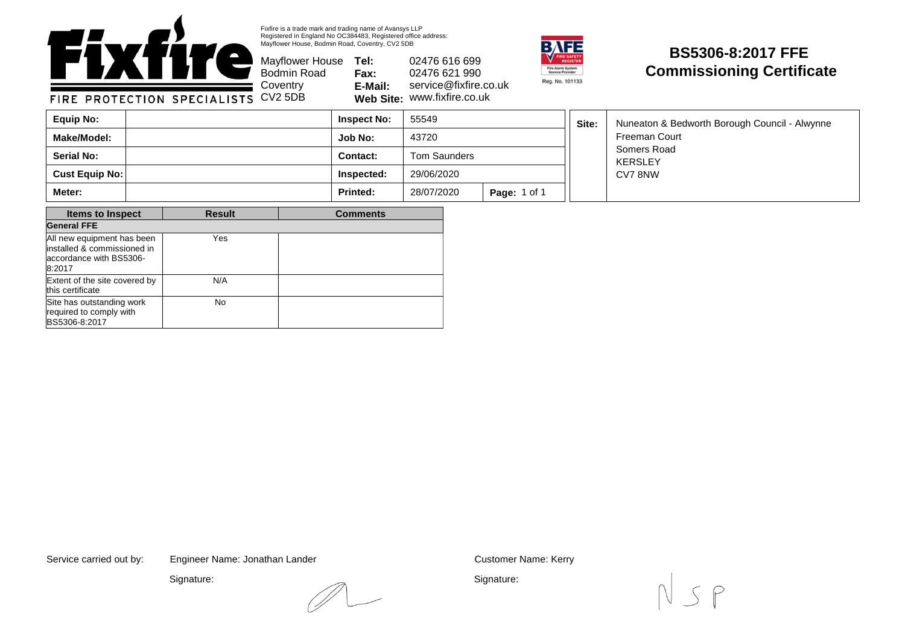Fixfire is a trade mark and trading name of Avansys LLP
Registered in England No OC384483, Registered office address:
Mayflower House, Bodmin Road, Coventry, CV2 5DB

**FIRE PROTECTION SPECIALISTS**

Mayflower House
Bodmin Road
Coventry
CV2 5DB

**Tel:** 02476 616 699
**Fax:** 02476 621 990
**E-Mail:** service@fixfire.co.uk
**Web Site:** www.fixfire.co.uk

Reg. No. 101133

# BS5306-8:2017 FFE Commissioning Certificate

| | | | | | | |
|---|---|---|---|---|---|---|
| **Equip No:** | | **Inspect No:** | 55549 | | **Site:** | Nuneaton & Bedworth Borough Council - Alwynne Freeman Court Somers Road KERSLEY CV7 8NW |
| **Make/Model:** | | **Job No:** | 43720 | | | |
| **Serial No:** | | **Contact:** | Tom Saunders | | | |
| **Cust Equip No:** | | **Inspected:** | 29/06/2020 | | | |
| **Meter:** | | **Printed:** | 28/07/2020 | **Page:** 1 of 1 | | |

| Items to Inspect | Result | Comments |
|---|---|---|
| **General FFE** | | |
| All new equipment has been installed & commissioned in accordance with BS5306-8:2017 | Yes | |
| Extent of the site covered by this certificate | N/A | |
| Site has outstanding work required to comply with BS5306-8:2017 | No | |

Service carried out by: Engineer Name: Jonathan Lander

Signature:

Customer Name: Kerry

Signature: